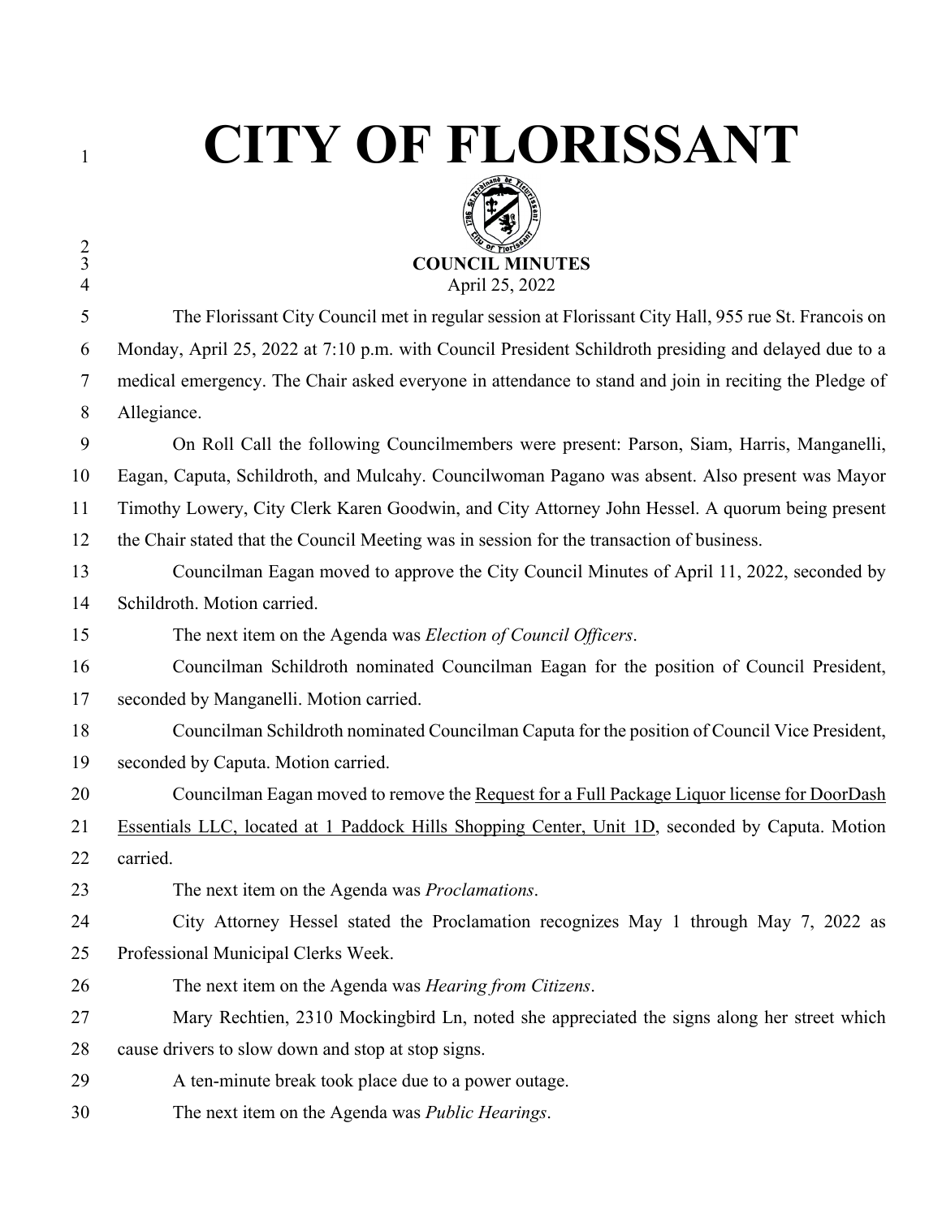# CITY OF FLORISSANT

**COUNCIL MINUTES**

April 25, 2022

The Florissant City Council met in regular session at Florissant City Hall, 955 rue St. Francois on Monday, April 25, 2022 at 7:10 p.m. with Council President Schildroth presiding and delayed due to a medical emergency. The Chair asked everyone in attendance to stand and join in reciting the Pledge of Allegiance.

On Roll Call the following Councilmembers were present: Parson, Siam, Harris, Manganelli, Eagan, Caputa, Schildroth, and Mulcahy. Councilwoman Pagano was absent. Also present was Mayor Timothy Lowery, City Clerk Karen Goodwin, and City Attorney John Hessel. A quorum being present the Chair stated that the Council Meeting was in session for the transaction of business.

Councilman Eagan moved to approve the City Council Minutes of April 11, 2022, seconded by Schildroth. Motion carried.

The next item on the Agenda was *Election of Council Officers*.

Councilman Schildroth nominated Councilman Eagan for the position of Council President, seconded by Manganelli. Motion carried.

Councilman Schildroth nominated Councilman Caputa for the position of Council Vice President, seconded by Caputa. Motion carried.

Councilman Eagan moved to remove the <u>Request for a Full Package Liquor license for DoorDash Essentials LLC, located at 1 Paddock Hills Shopping Center, Unit 1D</u>, seconded by Caputa. Motion carried.

The next item on the Agenda was *Proclamations*.

City Attorney Hessel stated the Proclamation recognizes May 1 through May 7, 2022 as Professional Municipal Clerks Week.

The next item on the Agenda was *Hearing from Citizens*.

Mary Rechtien, 2310 Mockingbird Ln, noted she appreciated the signs along her street which cause drivers to slow down and stop at stop signs.

A ten-minute break took place due to a power outage.

The next item on the Agenda was *Public Hearings*.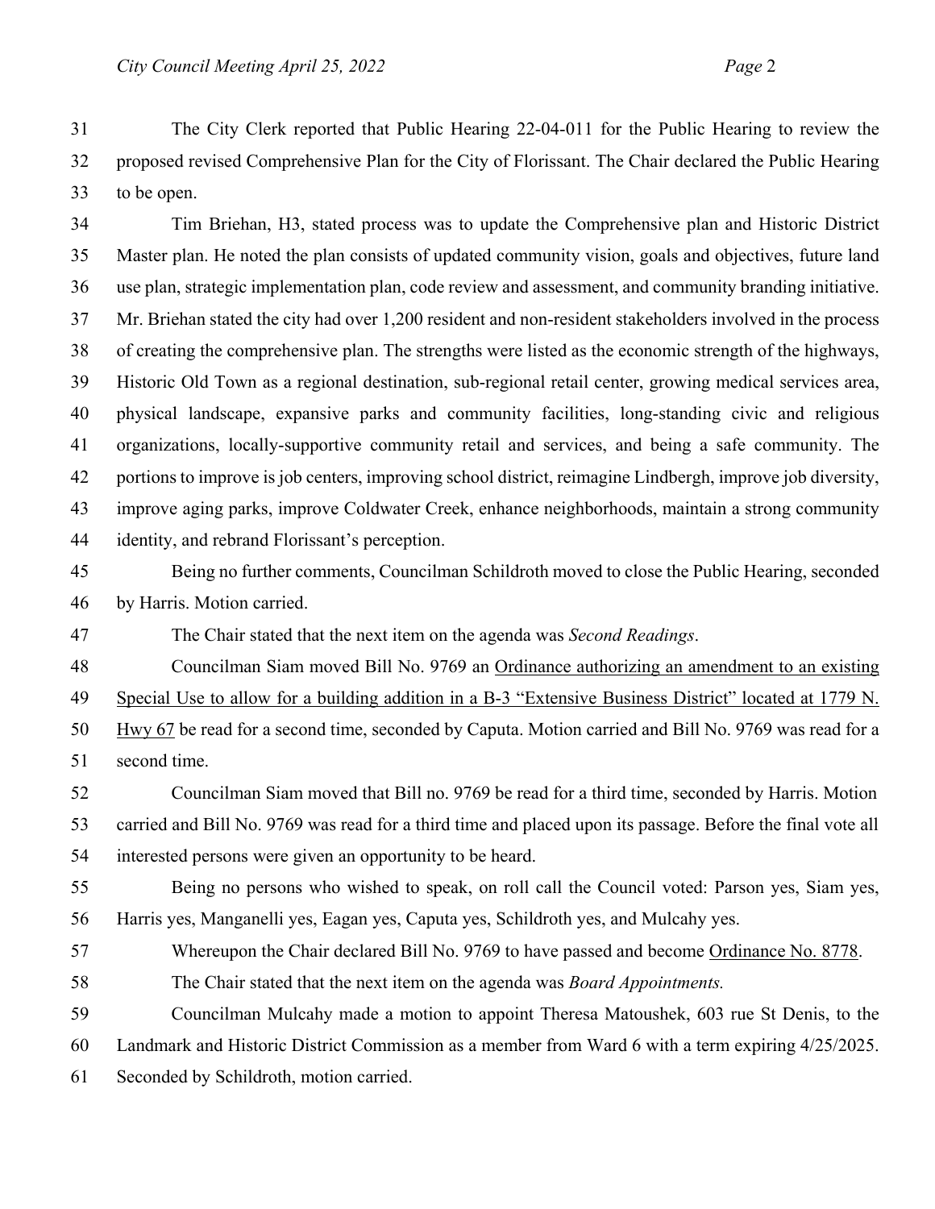The City Clerk reported that Public Hearing 22-04-011 for the Public Hearing to review the proposed revised Comprehensive Plan for the City of Florissant. The Chair declared the Public Hearing to be open.

Tim Briehan, H3, stated process was to update the Comprehensive plan and Historic District Master plan. He noted the plan consists of updated community vision, goals and objectives, future land use plan, strategic implementation plan, code review and assessment, and community branding initiative. Mr. Briehan stated the city had over 1,200 resident and non-resident stakeholders involved in the process of creating the comprehensive plan. The strengths were listed as the economic strength of the highways, Historic Old Town as a regional destination, sub-regional retail center, growing medical services area, physical landscape, expansive parks and community facilities, long-standing civic and religious organizations, locally-supportive community retail and services, and being a safe community. The portions to improve is job centers, improving school district, reimagine Lindbergh, improve job diversity, improve aging parks, improve Coldwater Creek, enhance neighborhoods, maintain a strong community identity, and rebrand Florissant's perception.

Being no further comments, Councilman Schildroth moved to close the Public Hearing, seconded by Harris. Motion carried.

The Chair stated that the next item on the agenda was *Second Readings*.

Councilman Siam moved Bill No. 9769 an <u>Ordinance authorizing an amendment to an existing Special Use to allow for a building addition in a B-3 "Extensive Business District" located at 1779 N. Hwy 67</u> be read for a second time, seconded by Caputa. Motion carried and Bill No. 9769 was read for a second time.

Councilman Siam moved that Bill no. 9769 be read for a third time, seconded by Harris. Motion carried and Bill No. 9769 was read for a third time and placed upon its passage. Before the final vote all interested persons were given an opportunity to be heard.

Being no persons who wished to speak, on roll call the Council voted: Parson yes, Siam yes, Harris yes, Manganelli yes, Eagan yes, Caputa yes, Schildroth yes, and Mulcahy yes.

Whereupon the Chair declared Bill No. 9769 to have passed and become <u>Ordinance No. 8778</u>.

The Chair stated that the next item on the agenda was *Board Appointments.*

Councilman Mulcahy made a motion to appoint Theresa Matoushek, 603 rue St Denis, to the Landmark and Historic District Commission as a member from Ward 6 with a term expiring 4/25/2025. Seconded by Schildroth, motion carried.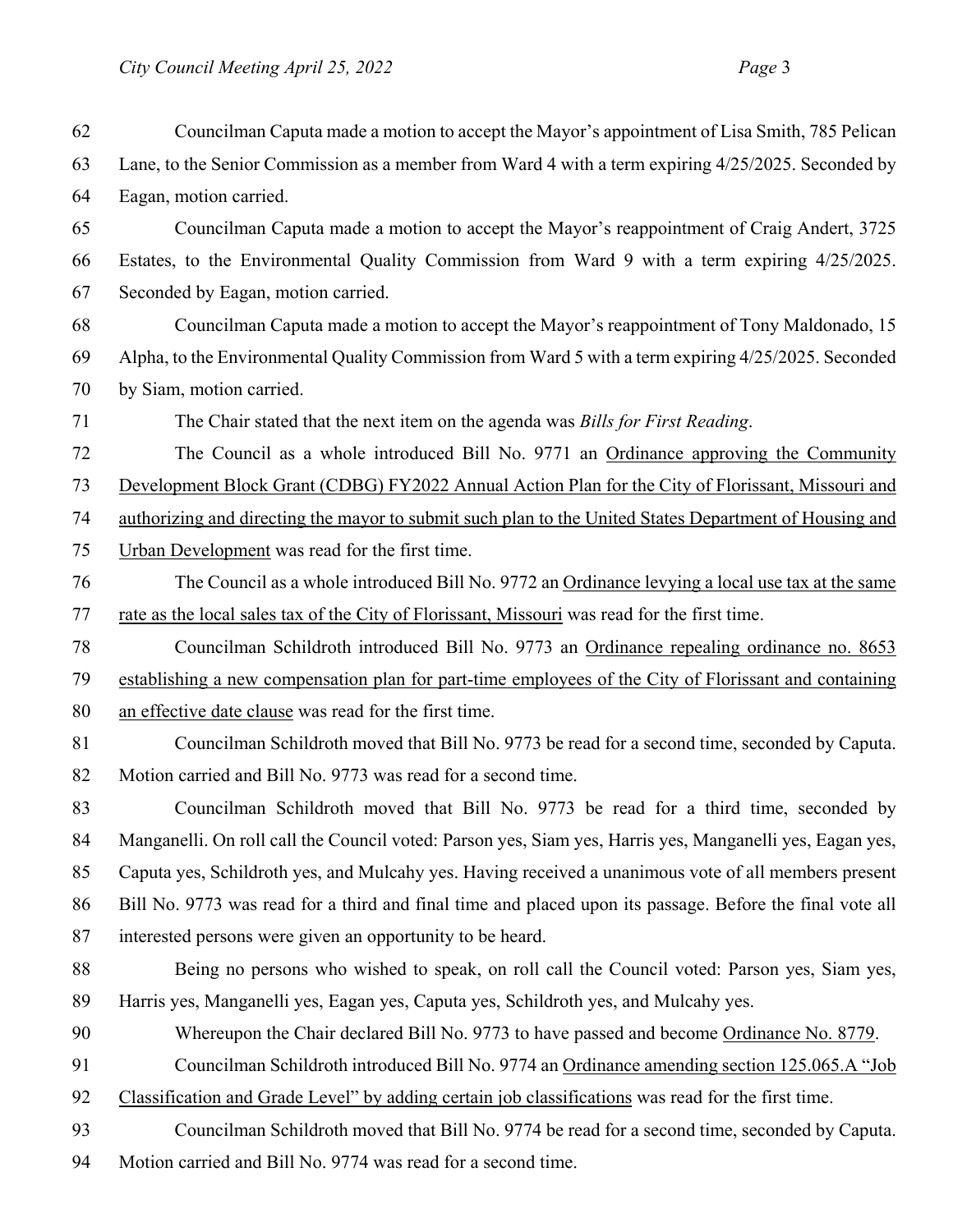Councilman Caputa made a motion to accept the Mayor's appointment of Lisa Smith, 785 Pelican Lane, to the Senior Commission as a member from Ward 4 with a term expiring 4/25/2025. Seconded by Eagan, motion carried.

Councilman Caputa made a motion to accept the Mayor's reappointment of Craig Andert, 3725 Estates, to the Environmental Quality Commission from Ward 9 with a term expiring 4/25/2025. Seconded by Eagan, motion carried.

Councilman Caputa made a motion to accept the Mayor's reappointment of Tony Maldonado, 15 Alpha, to the Environmental Quality Commission from Ward 5 with a term expiring 4/25/2025. Seconded by Siam, motion carried.

The Chair stated that the next item on the agenda was *Bills for First Reading*.

The Council as a whole introduced Bill No. 9771 an <u>Ordinance approving the Community Development Block Grant (CDBG) FY2022 Annual Action Plan for the City of Florissant, Missouri and authorizing and directing the mayor to submit such plan to the United States Department of Housing and Urban Development</u> was read for the first time.

The Council as a whole introduced Bill No. 9772 an <u>Ordinance levying a local use tax at the same rate as the local sales tax of the City of Florissant, Missouri</u> was read for the first time.

Councilman Schildroth introduced Bill No. 9773 an <u>Ordinance repealing ordinance no. 8653 establishing a new compensation plan for part-time employees of the City of Florissant and containing an effective date clause</u> was read for the first time.

Councilman Schildroth moved that Bill No. 9773 be read for a second time, seconded by Caputa. Motion carried and Bill No. 9773 was read for a second time.

Councilman Schildroth moved that Bill No. 9773 be read for a third time, seconded by Manganelli. On roll call the Council voted: Parson yes, Siam yes, Harris yes, Manganelli yes, Eagan yes, Caputa yes, Schildroth yes, and Mulcahy yes. Having received a unanimous vote of all members present Bill No. 9773 was read for a third and final time and placed upon its passage. Before the final vote all interested persons were given an opportunity to be heard.

Being no persons who wished to speak, on roll call the Council voted: Parson yes, Siam yes, Harris yes, Manganelli yes, Eagan yes, Caputa yes, Schildroth yes, and Mulcahy yes.

Whereupon the Chair declared Bill No. 9773 to have passed and become <u>Ordinance No. 8779</u>.

Councilman Schildroth introduced Bill No. 9774 an <u>Ordinance amending section 125.065.A "Job Classification and Grade Level" by adding certain job classifications</u> was read for the first time.

Councilman Schildroth moved that Bill No. 9774 be read for a second time, seconded by Caputa. Motion carried and Bill No. 9774 was read for a second time.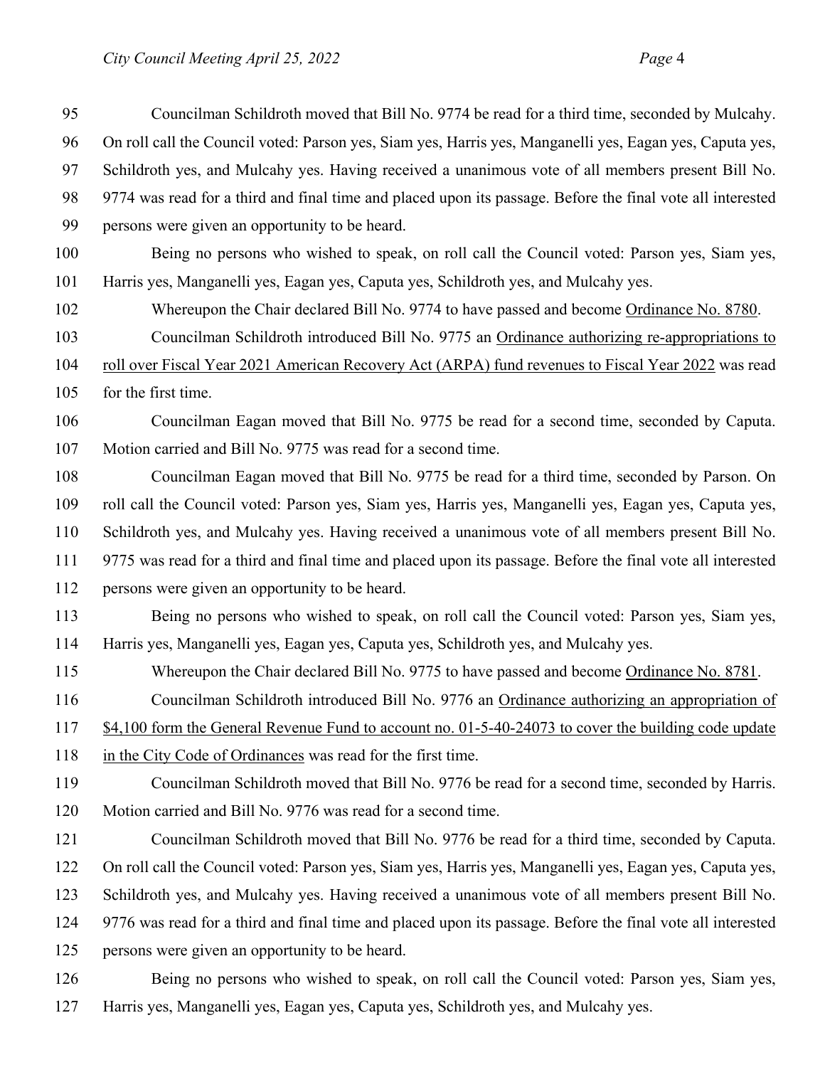Councilman Schildroth moved that Bill No. 9774 be read for a third time, seconded by Mulcahy. On roll call the Council voted: Parson yes, Siam yes, Harris yes, Manganelli yes, Eagan yes, Caputa yes, Schildroth yes, and Mulcahy yes. Having received a unanimous vote of all members present Bill No. 9774 was read for a third and final time and placed upon its passage. Before the final vote all interested persons were given an opportunity to be heard.

Being no persons who wished to speak, on roll call the Council voted: Parson yes, Siam yes, Harris yes, Manganelli yes, Eagan yes, Caputa yes, Schildroth yes, and Mulcahy yes.

Whereupon the Chair declared Bill No. 9774 to have passed and become Ordinance No. 8780.

Councilman Schildroth introduced Bill No. 9775 an Ordinance authorizing re-appropriations to roll over Fiscal Year 2021 American Recovery Act (ARPA) fund revenues to Fiscal Year 2022 was read for the first time.

Councilman Eagan moved that Bill No. 9775 be read for a second time, seconded by Caputa. Motion carried and Bill No. 9775 was read for a second time.

Councilman Eagan moved that Bill No. 9775 be read for a third time, seconded by Parson. On roll call the Council voted: Parson yes, Siam yes, Harris yes, Manganelli yes, Eagan yes, Caputa yes, Schildroth yes, and Mulcahy yes. Having received a unanimous vote of all members present Bill No. 9775 was read for a third and final time and placed upon its passage. Before the final vote all interested persons were given an opportunity to be heard.

Being no persons who wished to speak, on roll call the Council voted: Parson yes, Siam yes, Harris yes, Manganelli yes, Eagan yes, Caputa yes, Schildroth yes, and Mulcahy yes.

Whereupon the Chair declared Bill No. 9775 to have passed and become Ordinance No. 8781.

Councilman Schildroth introduced Bill No. 9776 an Ordinance authorizing an appropriation of $4,100 form the General Revenue Fund to account no. 01-5-40-24073 to cover the building code update in the City Code of Ordinances was read for the first time.

Councilman Schildroth moved that Bill No. 9776 be read for a second time, seconded by Harris. Motion carried and Bill No. 9776 was read for a second time.

Councilman Schildroth moved that Bill No. 9776 be read for a third time, seconded by Caputa. On roll call the Council voted: Parson yes, Siam yes, Harris yes, Manganelli yes, Eagan yes, Caputa yes, Schildroth yes, and Mulcahy yes. Having received a unanimous vote of all members present Bill No. 9776 was read for a third and final time and placed upon its passage. Before the final vote all interested persons were given an opportunity to be heard.

Being no persons who wished to speak, on roll call the Council voted: Parson yes, Siam yes, Harris yes, Manganelli yes, Eagan yes, Caputa yes, Schildroth yes, and Mulcahy yes.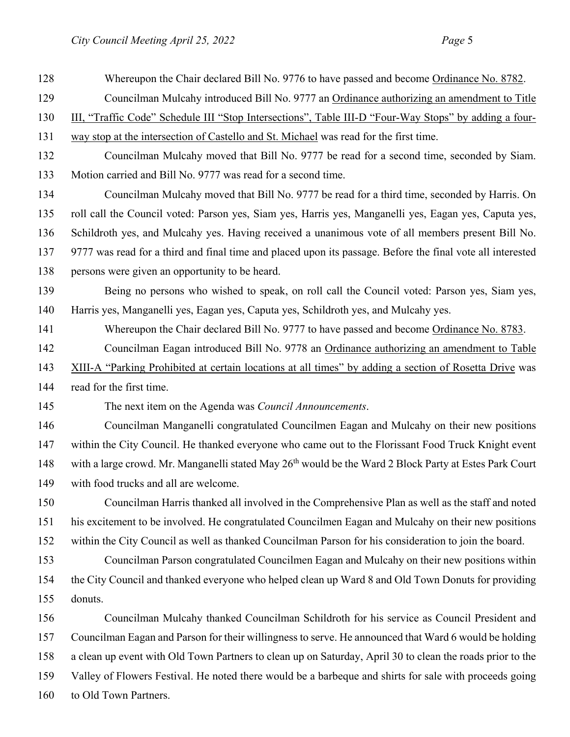Whereupon the Chair declared Bill No. 9776 to have passed and become Ordinance No. 8782.

Councilman Mulcahy introduced Bill No. 9777 an Ordinance authorizing an amendment to Title III, "Traffic Code" Schedule III "Stop Intersections", Table III-D "Four-Way Stops" by adding a four-way stop at the intersection of Castello and St. Michael was read for the first time.

Councilman Mulcahy moved that Bill No. 9777 be read for a second time, seconded by Siam. Motion carried and Bill No. 9777 was read for a second time.

Councilman Mulcahy moved that Bill No. 9777 be read for a third time, seconded by Harris. On roll call the Council voted: Parson yes, Siam yes, Harris yes, Manganelli yes, Eagan yes, Caputa yes, Schildroth yes, and Mulcahy yes. Having received a unanimous vote of all members present Bill No. 9777 was read for a third and final time and placed upon its passage. Before the final vote all interested persons were given an opportunity to be heard.

Being no persons who wished to speak, on roll call the Council voted: Parson yes, Siam yes, Harris yes, Manganelli yes, Eagan yes, Caputa yes, Schildroth yes, and Mulcahy yes.

Whereupon the Chair declared Bill No. 9777 to have passed and become Ordinance No. 8783.

Councilman Eagan introduced Bill No. 9778 an Ordinance authorizing an amendment to Table XIII-A "Parking Prohibited at certain locations at all times" by adding a section of Rosetta Drive was read for the first time.

The next item on the Agenda was *Council Announcements*.

Councilman Manganelli congratulated Councilmen Eagan and Mulcahy on their new positions within the City Council. He thanked everyone who came out to the Florissant Food Truck Knight event with a large crowd. Mr. Manganelli stated May 26th would be the Ward 2 Block Party at Estes Park Court with food trucks and all are welcome.

Councilman Harris thanked all involved in the Comprehensive Plan as well as the staff and noted his excitement to be involved. He congratulated Councilmen Eagan and Mulcahy on their new positions within the City Council as well as thanked Councilman Parson for his consideration to join the board.

Councilman Parson congratulated Councilmen Eagan and Mulcahy on their new positions within the City Council and thanked everyone who helped clean up Ward 8 and Old Town Donuts for providing donuts.

Councilman Mulcahy thanked Councilman Schildroth for his service as Council President and Councilman Eagan and Parson for their willingness to serve. He announced that Ward 6 would be holding a clean up event with Old Town Partners to clean up on Saturday, April 30 to clean the roads prior to the Valley of Flowers Festival. He noted there would be a barbeque and shirts for sale with proceeds going to Old Town Partners.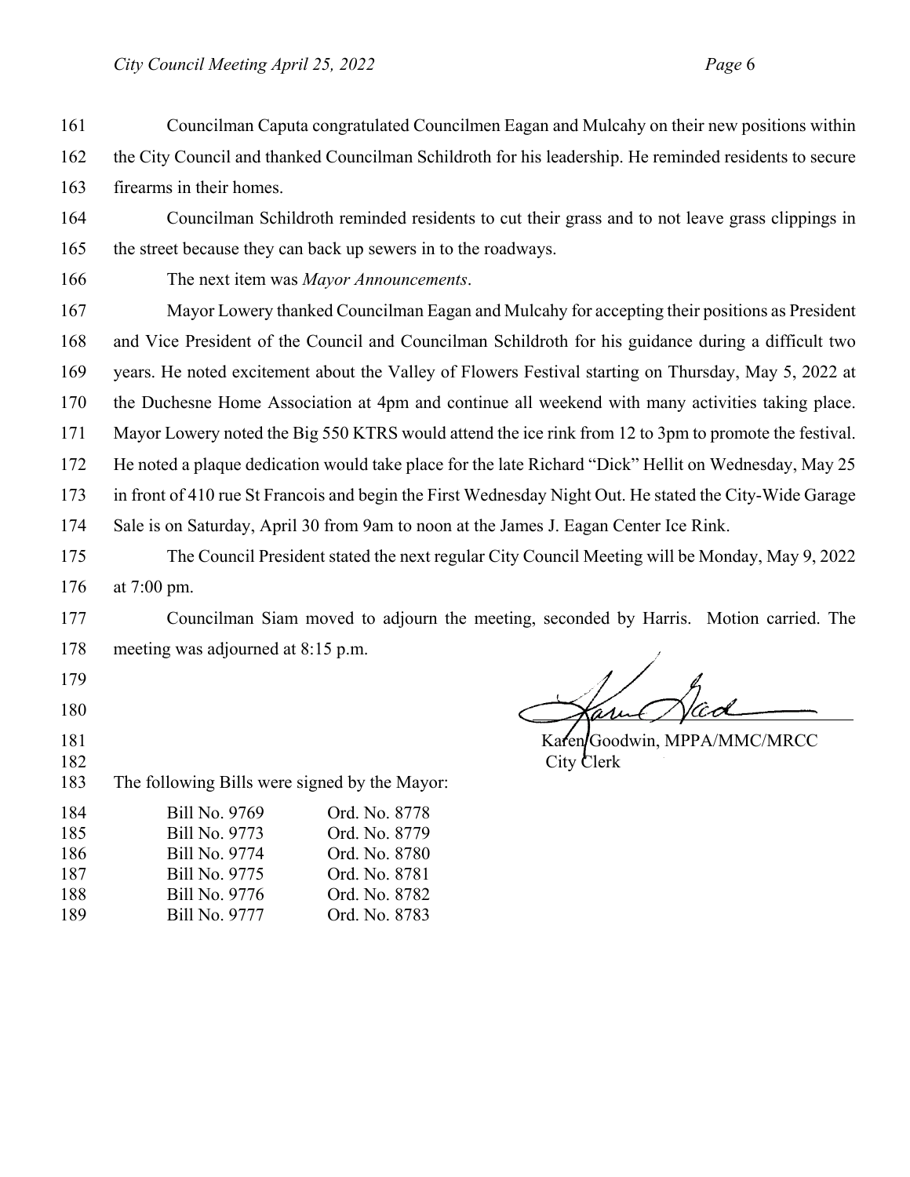Councilman Caputa congratulated Councilmen Eagan and Mulcahy on their new positions within the City Council and thanked Councilman Schildroth for his leadership. He reminded residents to secure firearms in their homes.

Councilman Schildroth reminded residents to cut their grass and to not leave grass clippings in the street because they can back up sewers in to the roadways.

The next item was *Mayor Announcements*.

Mayor Lowery thanked Councilman Eagan and Mulcahy for accepting their positions as President and Vice President of the Council and Councilman Schildroth for his guidance during a difficult two years. He noted excitement about the Valley of Flowers Festival starting on Thursday, May 5, 2022 at the Duchesne Home Association at 4pm and continue all weekend with many activities taking place. Mayor Lowery noted the Big 550 KTRS would attend the ice rink from 12 to 3pm to promote the festival. He noted a plaque dedication would take place for the late Richard "Dick" Hellit on Wednesday, May 25 in front of 410 rue St Francois and begin the First Wednesday Night Out. He stated the City-Wide Garage Sale is on Saturday, April 30 from 9am to noon at the James J. Eagan Center Ice Rink.

The Council President stated the next regular City Council Meeting will be Monday, May 9, 2022 at 7:00 pm.

Councilman Siam moved to adjourn the meeting, seconded by Harris. Motion carried. The meeting was adjourned at 8:15 p.m.

Karen Goodwin, MPPA/MMC/MRCC
City Clerk

The following Bills were signed by the Mayor:

| | |
|---|---|
| Bill No. 9769 | Ord. No. 8778 |
| Bill No. 9773 | Ord. No. 8779 |
| Bill No. 9774 | Ord. No. 8780 |
| Bill No. 9775 | Ord. No. 8781 |
| Bill No. 9776 | Ord. No. 8782 |
| Bill No. 9777 | Ord. No. 8783 |